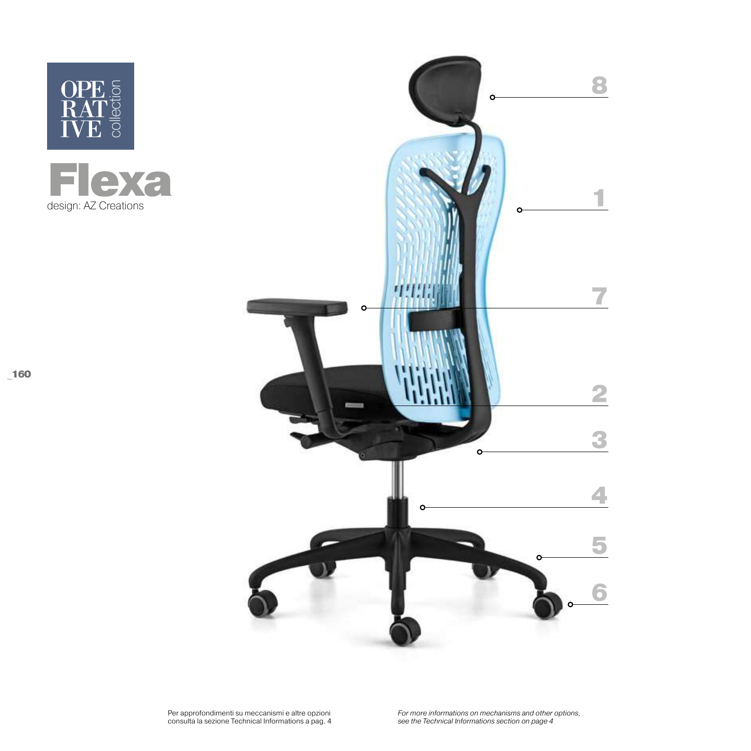OPE
RAT
IVE
collection

# Flexa

design: AZ Creations

8

1

7

2

3

4

5

6

Per approfondimenti su meccanismi e altre opzioni consulta la sezione Technical Informations a pag. 4

*For more informations on mechanisms and other options, see the Technical Informations section on page 4*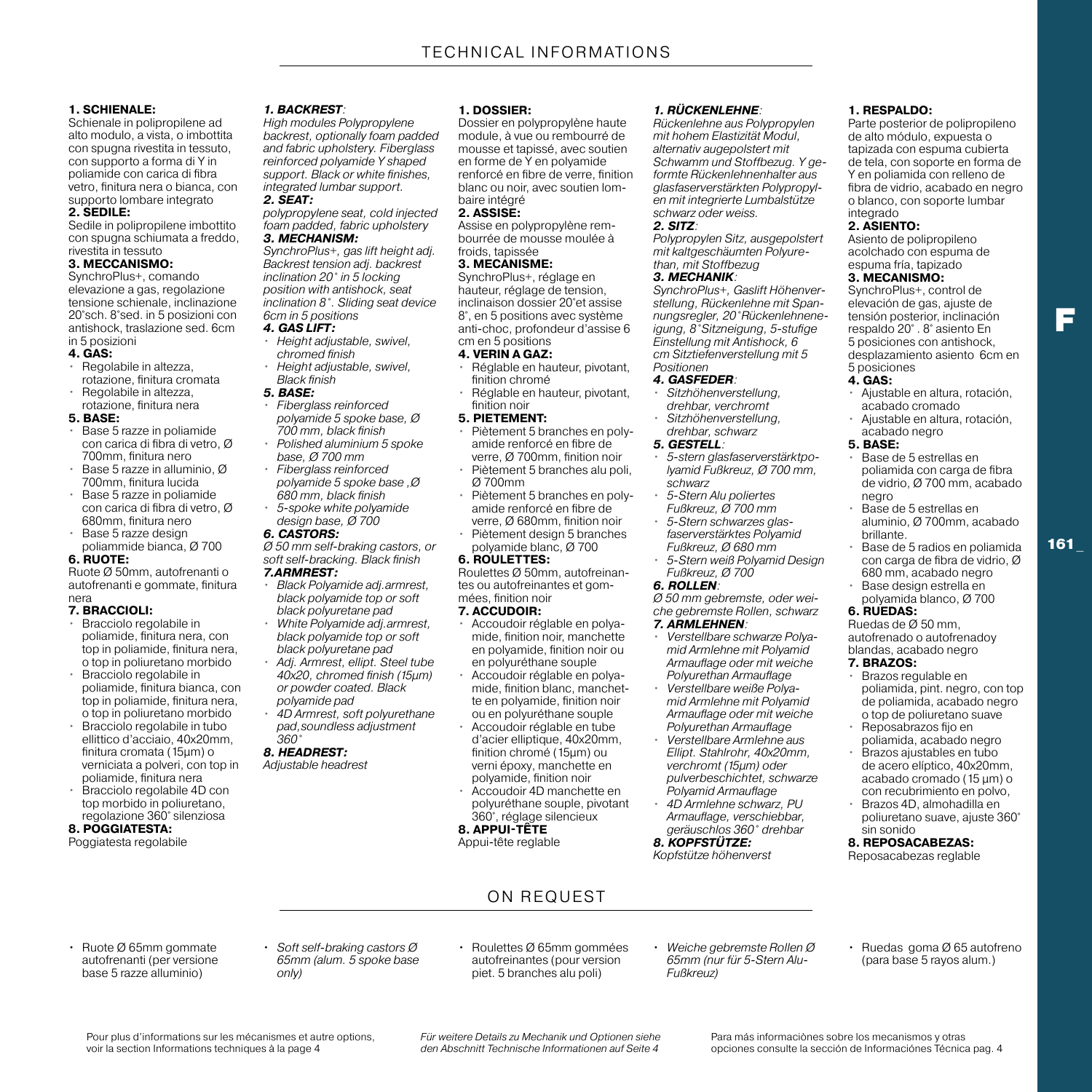# TECHNICAL INFORMATIONS

**1. SCHIENALE:**
Schienale in polipropilene ad alto modulo, a vista, o imbottita con spugna rivestita in tessuto, con supporto a forma di Y in poliamide con carica di fibra vetro, finitura nera o bianca, con supporto lombare integrato

**2. SEDILE:**
Sedile in polipropilene imbottito con spugna schiumata a freddo, rivestita in tessuto

**3. MECCANISMO:**
SynchroPlus+, comando elevazione a gas, regolazione tensione schienale, inclinazione 20°sch. 8°sed. in 5 posizioni con antishock, traslazione sed. 6cm in 5 posizioni

**4. GAS:**
- Regolabile in altezza, rotazione, finitura cromata
- Regolabile in altezza, rotazione, finitura nera

**5. BASE:**
- Base 5 razze in poliamide con carica di fibra di vetro, Ø 700mm, finitura nero
- Base 5 razze in alluminio, Ø 700mm, finitura lucida
- Base 5 razze in poliamide con carica di fibra di vetro, Ø 680mm, finitura nero
- Base 5 razze design poliammide bianca, Ø 700

**6. RUOTE:**
Ruote Ø 50mm, autofrenanti o autofrenanti e gommate, finitura nera

**7. BRACCIOLI:**
- Bracciolo regolabile in poliamide, finitura nera, con top in poliamide, finitura nera, o top in poliuretano morbido
- Bracciolo regolabile in poliamide, finitura bianca, con top in poliamide, finitura nera, o top in poliuretano morbido
- Bracciolo regolabile in tubo ellittico d'acciaio, 40x20mm, finitura cromata (15µm) o verniciata a polveri, con top in poliamide, finitura nera
- Bracciolo regolabile 4D con top morbido in poliuretano, regolazione 360° silenziosa

**8. POGGIATESTA:**
Poggiatesta regolabile

***1. BACKREST:***
*High modules Polypropylene backrest, optionally foam padded and fabric upholstery. Fiberglass reinforced polyamide Y shaped support. Black or white finishes, integrated lumbar support.*

***2. SEAT:***
*polypropylene seat, cold injected foam padded, fabric upholstery*

***3. MECHANISM:***
*SynchroPlus+, gas lift height adj. Backrest tension adj. backrest inclination 20° in 5 locking position with antishock, seat inclination 8°. Sliding seat device 6cm in 5 positions*

***4. GAS LIFT:***
- *Height adjustable, swivel, chromed finish*
- *Height adjustable, swivel, Black finish*

***5. BASE:***
- *Fiberglass reinforced polyamide 5 spoke base, Ø 700 mm, black finish*
- *Polished aluminium 5 spoke base, Ø 700 mm*
- *Fiberglass reinforced polyamide 5 spoke base ,Ø 680 mm, black finish*
- *5-spoke white polyamide design base, Ø 700*

***6. CASTORS:***
*Ø 50 mm self-braking castors, or soft self-bracking. Black finish*

***7.ARMREST:***
- *Black Polyamide adj.armrest, black polyamide top or soft black polyuretane pad*
- *White Polyamide adj.armrest, black polyamide top or soft black polyuretane pad*
- *Adj. Armrest, ellipt. Steel tube 40x20, chromed finish (15µm) or powder coated. Black polyamide pad*
- *4D Armrest, soft polyurethane pad,soundless adjustment 360°*

***8. HEADREST:***
*Adjustable headrest*

**1. DOSSIER:**
Dossier en polypropylène haute module, à vue ou rembourré de mousse et tapissé, avec soutien en forme de Y en polyamide renforcé en fibre de verre, finition blanc ou noir, avec soutien lombaire intégré

**2. ASSISE:**
Assise en polypropylène rembourrée de mousse moulée à froids, tapissée

**3. MECANISME:**
SynchroPlus+, réglage en hauteur, réglage de tension, inclinaison dossier 20°et assise 8°, en 5 positions avec système anti-choc, profondeur d'assise 6 cm en 5 positions

**4. VERIN A GAZ:**
- Réglable en hauteur, pivotant, finition chromé
- Réglable en hauteur, pivotant, finition noir

**5. PIETEMENT:**
- Piètement 5 branches en polyamide renforcé en fibre de verre, Ø 700mm, finition noir
- Piètement 5 branches alu poli, Ø 700mm
- Piètement 5 branches en polyamide renforcé en fibre de verre, Ø 680mm, finition noir
- Piètement design 5 branches polyamide blanc, Ø 700

**6. ROULETTES:**
Roulettes Ø 50mm, autofreinantes ou autofreinantes et gommées, finition noir

**7. ACCUDOIR:**
- Accoudoir réglable en polyamide, finition noir, manchette en polyamide, finition noir ou en polyuréthane souple
- Accoudoir réglable en polyamide, finition blanc, manchette en polyamide, finition noir ou en polyuréthane souple
- Accoudoir réglable en tube d'acier elliptique, 40x20mm, finition chromé (15µm) ou verni époxy, manchette en polyamide, finition noir
- Accoudoir 4D manchette en polyuréthane souple, pivotant 360°, réglage silencieux

**8. APPUI-TÊTE**
Appui-tête reglable

***1. RÜCKENLEHNE:***
*Rückenlehne aus Polypropylen mit hohem Elastizität Modul, alternativ augepolstert mit Schwamm und Stoffbezug. Y geformte Rückenlehnenhalter aus glasfaserverstärkten Polypropylen mit integrierte Lumbalstütze schwarz oder weiss.*

***2. SITZ:***
*Polypropylen Sitz, ausgepolstert mit kaltgeschäumten Polyurethan, mit Stoffbezug*

***3. MECHANIK:***
*SynchroPlus+, Gaslift Höhenverstellung, Rückenlehne mit Spannungsregler, 20°Rückenlehneneigung, 8°Sitzneigung, 5-stufige Einstellung mit Antishock, 6 cm Sitztiefenverstellung mit 5 Positionen*

***4. GASFEDER:***
- *Sitzhöhenverstellung, drehbar, verchromt*
- *Sitzhöhenverstellung, drehbar, schwarz*

***5. GESTELL:***
- *5-stern glasfaserverstärktpolyamid Fußkreuz, Ø 700 mm, schwarz*
- *5-Stern Alu poliertes Fußkreuz, Ø 700 mm*
- *5-Stern schwarzes glasfaserverstärktes Polyamid Fußkreuz, Ø 680 mm*
- *5-Stern weiß Polyamid Design Fußkreuz, Ø 700*

***6. ROLLEN:***
*Ø 50 mm gebremste, oder weiche gebremste Rollen, schwarz*

***7. ARMLEHNEN:***
- *Verstellbare schwarze Polyamid Armlehne mit Polyamid Armauflage oder mit weiche Polyurethan Armauflage*
- *Verstellbare weiße Polyamid Armlehne mit Polyamid Armauflage oder mit weiche Polyurethan Armauflage*
- *Verstellbare Armlehne aus Ellipt. Stahlrohr, 40x20mm, verchromt (15µm) oder pulverbeschichtet, schwarze Polyamid Armauflage*
- *4D Armlehne schwarz, PU Armauflage, verschiebbar, geräuschlos 360° drehbar*

***8. KOPFSTÜTZE:***
*Kopfstütze höhenverst*

**1. RESPALDO:**
Parte posterior de polipropileno de alto módulo, expuesta o tapizada con espuma cubierta de tela, con soporte en forma de Y en poliamida con relleno de fibra de vidrio, acabado en negro o blanco, con soporte lumbar integrado

**2. ASIENTO:**
Asiento de polipropileno acolchado con espuma de espuma fría, tapizado

**3. MECANISMO:**
SynchroPlus+, control de elevación de gas, ajuste de tensión posterior, inclinación respaldo 20°. 8° asiento En 5 posiciones con antishock, desplazamiento asiento 6cm en 5 posiciones

**4. GAS:**
- Ajustable en altura, rotación, acabado cromado
- Ajustable en altura, rotación, acabado negro

**5. BASE:**
- Base de 5 estrellas en poliamida con carga de fibra de vidrio, Ø 700 mm, acabado negro
- Base de 5 estrellas en aluminio, Ø 700mm, acabado brillante.
- Base de 5 radios en poliamida con carga de fibra de vidrio, Ø 680 mm, acabado negro
- Base design estrella en polyamida blanco, Ø 700

**6. RUEDAS:**
Ruedas de Ø 50 mm, autofrenado o autofrenadoy blandas, acabado negro

**7. BRAZOS:**
- Brazos regulable en poliamida, pint. negro, con top de poliamida, acabado negro o top de poliuretano suave
- Reposabrazos fijo en poliamida, acabado negro
- Brazos ajustables en tubo de acero elíptico, 40x20mm, acabado cromado (15 µm) o con recubrimiento en polvo,
- Brazos 4D, almohadilla en poliuretano suave, ajuste 360° sin sonido

**8. REPOSACABEZAS:**
Reposacabezas reglable

## ON REQUEST

- Ruote Ø 65mm gommate autofrenanti (per versione base 5 razze alluminio)

- *Soft self-braking castors Ø 65mm (alum. 5 spoke base only)*

- Roulettes Ø 65mm gommées autofreinantes (pour version piet. 5 branches alu poli)

- *Weiche gebremste Rollen Ø 65mm (nur für 5-Stern Alu-Fußkreuz)*

- Ruedas goma Ø 65 autofreno (para base 5 rayos alum.)

Pour plus d'informations sur les mécanismes et autre options, voir la section Informations techniques à la page 4

*Für weitere Details zu Mechanik und Optionen siehe den Abschnitt Technische Informationen auf Seite 4*

Para más informaciònes sobre los mecanismos y otras opciones consulte la sección de Informaciónes Técnica pag. 4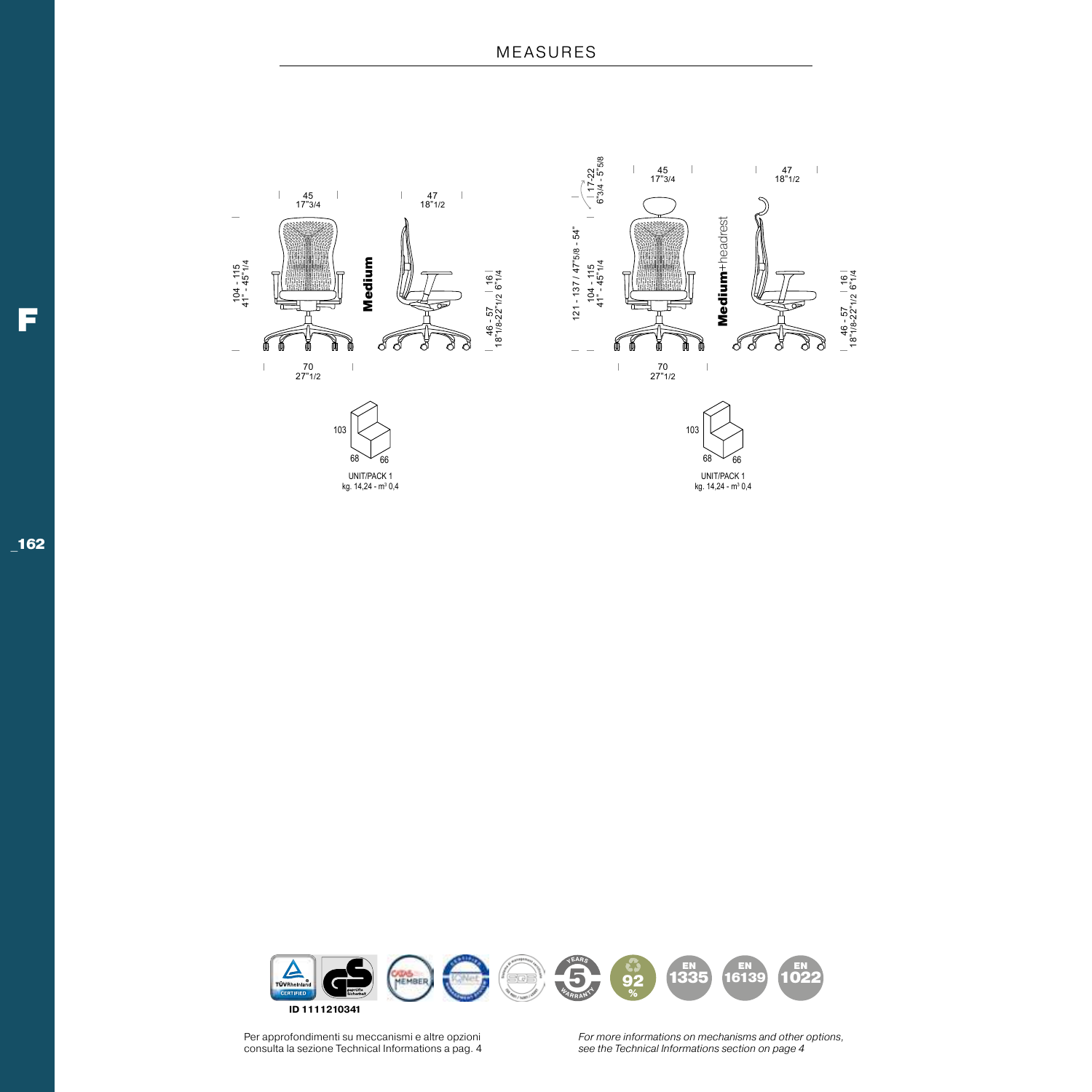# MEASURES

**Medium**

45 / 17"3/4

47 / 18"1/2

104 - 115 / 41" - 45"1/4

16 / 6"1/4

46 - 57 / 18"1/8-22"1/2

70 / 27"1/2

103 — 68 — 66

UNIT/PACK 1
kg. 14,24 - m³ 0,4

**Medium**+headrest

17-22 / 6"3/4 - 5"5/8

45 / 17"3/4

47 / 18"1/2

121 - 137 / 47"5/8 - 54"

104 - 115 / 41" - 45"1/4

16 / 6"1/4

46 - 57 / 18"1/8-22"1/2

70 / 27"1/2

103 — 68 — 66

UNIT/PACK 1
kg. 14,24 - m³ 0,4

TÜVRheinland CERTIFIED — geprüfte Sicherheit — CATAS MEMBER — 5 YEARS WARRANTY — 92% — EN 1335 — EN 16139 — EN 1022

**ID 1111210341**

Per approfondimenti su meccanismi e altre opzioni consulta la sezione Technical Informations a pag. 4

*For more informations on mechanisms and other options, see the Technical Informations section on page 4*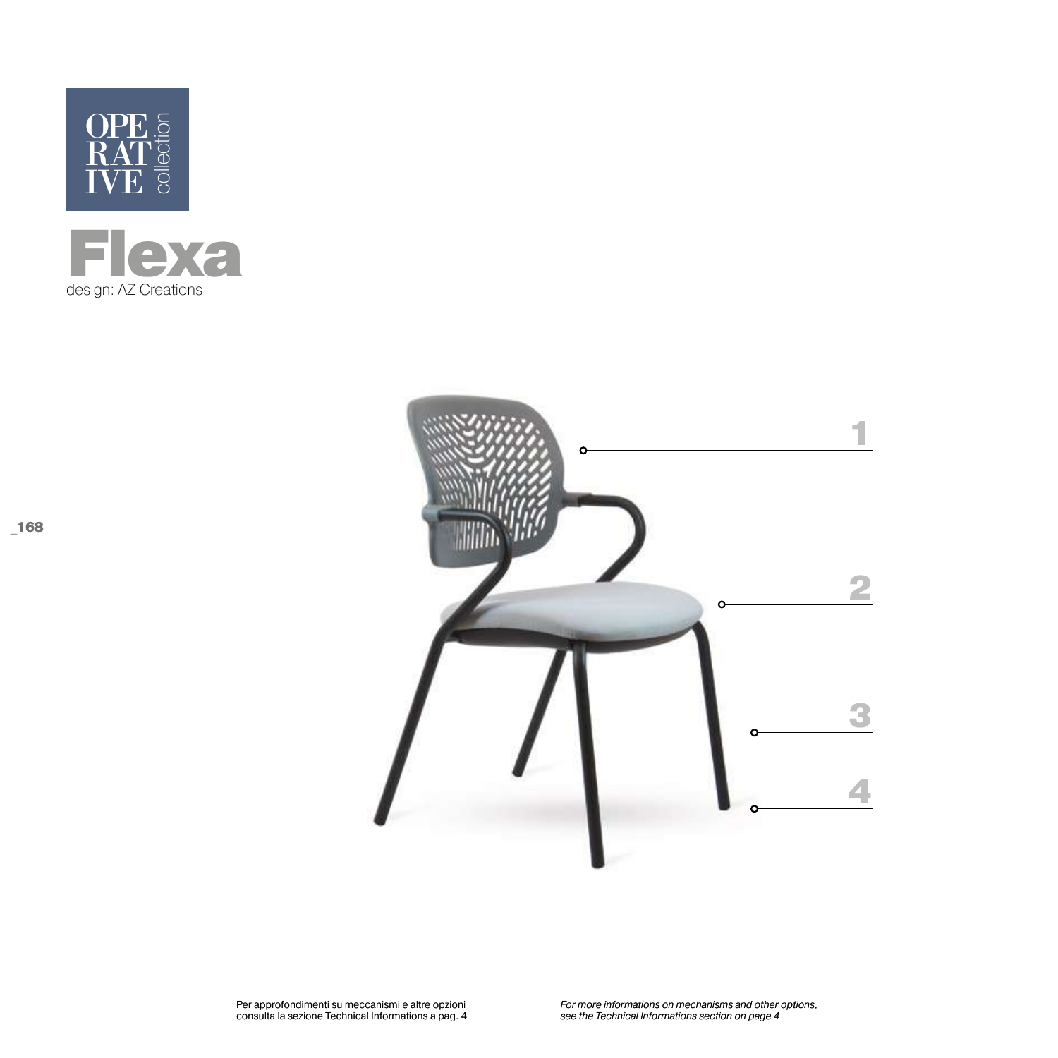OPE
RAT
IVE
collection

# Flexa

design: AZ Creations

1

2

3

4

Per approfondimenti su meccanismi e altre opzioni consulta la sezione Technical Informations a pag. 4

*For more informations on mechanisms and other options, see the Technical Informations section on page 4*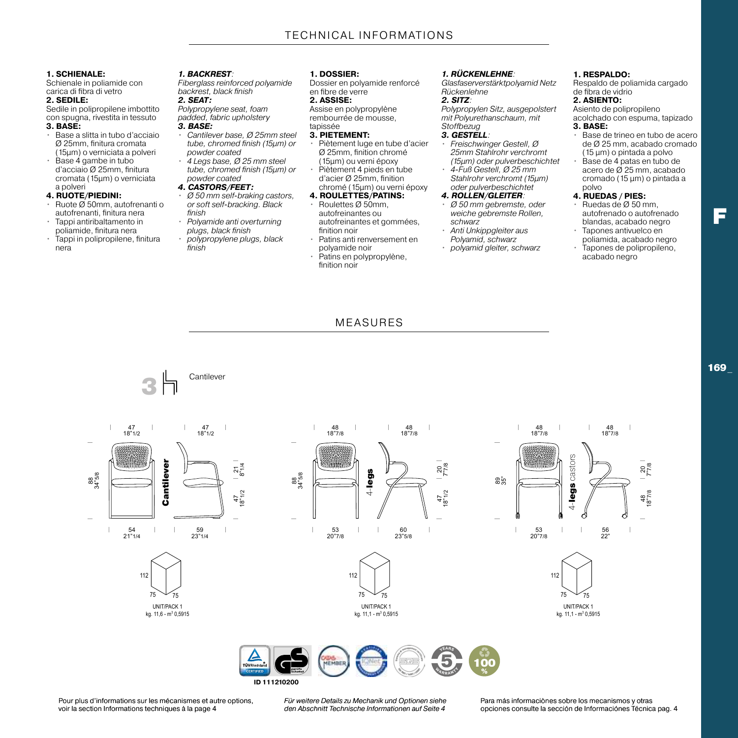# TECHNICAL INFORMATIONS

**1. SCHIENALE:**
Schienale in poliamide con carica di fibra di vetro
**2. SEDILE:**
Sedile in polipropilene imbottito con spugna, rivestita in tessuto
**3. BASE:**
- Base a slitta in tubo d'acciaio Ø 25mm, finitura cromata (15µm) o verniciata a polveri
- Base 4 gambe in tubo d'acciaio Ø 25mm, finitura cromata (15µm) o verniciata a polveri

**4. RUOTE/PIEDINI:**
- Ruote Ø 50mm, autofrenanti o autofrenanti, finitura nera
- Tappi antiribaltamento in poliamide, finitura nera
- Tappi in polipropilene, finitura nera

***1. BACKREST*:**
*Fiberglass reinforced polyamide backrest, black finish*
***2. SEAT:***
*Polypropylene seat, foam padded, fabric upholstery*
***3. BASE:***
- *Cantilever base, Ø 25mm steel tube, chromed finish (15µm) or powder coated*
- *4 Legs base, Ø 25 mm steel tube, chromed finish (15µm) or powder coated*

***4. CASTORS/FEET:***
- *Ø 50 mm self-braking castors, or soft self-bracking. Black finish*
- *Polyamide anti overturning plugs, black finish*
- *polypropylene plugs, black finish*

**1. DOSSIER:**
Dossier en polyamide renforcé en fibre de verre
**2. ASSISE:**
Assise en polypropylène rembourrée de mousse, tapissée
**3. PIETEMENT:**
- Piètement luge en tube d'acier Ø 25mm, finition chromé (15µm) ou verni époxy
- Piètement 4 pieds en tube d'acier Ø 25mm, finition chromé (15µm) ou verni époxy

**4. ROULETTES/PATINS:**
- Roulettes Ø 50mm, autofreinantes ou autofreinantes et gommées, finition noir
- Patins anti renversement en polyamide noir
- Patins en polypropylène, finition noir

***1. RÜCKENLEHNE*:**
*Glasfaserverstärktpolyamid Netz Rückenlehne*
***2. SITZ*:**
*Polypropylen Sitz, ausgepolstert mit Polyurethanschaum, mit Stoffbezug*
***3. GESTELL*:**
- *Freischwinger Gestell, Ø 25mm Stahlrohr verchromt (15µm) oder pulverbeschichtet*
- *4-Fuß Gestell, Ø 25 mm Stahlrohr verchromt (15µm) oder pulverbeschichtet*

***4. ROLLEN/GLEITER*:**
- *Ø 50 mm gebremste, oder weiche gebremste Rollen, schwarz*
- *Anti Unkippgleiter aus Polyamid, schwarz*
- *polyamid gleiter, schwarz*

**1. RESPALDO:**
Respaldo de poliamida cargado de fibra de vidrio
**2. ASIENTO:**
Asiento de polipropileno acolchado con espuma, tapizado
**3. BASE:**
- Base de trineo en tubo de acero de Ø 25 mm, acabado cromado (15 µm) o pintada a polvo
- Base de 4 patas en tubo de acero de Ø 25 mm, acabado cromado (15 µm) o pintada a polvo

**4. RUEDAS / PIES:**
- Ruedas de Ø 50 mm, autofrenado o autofrenado blandas, acabado negro
- Tapones antivuelco en poliamida, acabado negro
- Tapones de polipropileno, acabado negro

# MEASURES

3 Cantilever

**Cantilever**
47 18"1/2 — 47 18"1/2
88 34"5/8
21 8"1/4
47 18"1/2
54 21"1/4 — 59 23"1/4
112 — 75 — 75
UNIT/PACK 1
kg. 11,6 - m³ 0,5915

4-**legs**
48 18"7/8 — 48 18"7/8
88 34"5/8
20 7"7/8
47 18"1/2
53 20"7/8 — 60 23"5/8
112 — 75 — 75
UNIT/PACK 1
kg. 11,1 - m³ 0,5915

4-**legs** castors
48 18"7/8 — 48 18"7/8
89 35"
20 7"7/8
48 18"7/8
53 20"7/8 — 56 22"
112 — 75 — 75
UNIT/PACK 1
kg. 11,1 - m³ 0,5915

ID 111210200

Pour plus d'informations sur les mécanismes et autre options, voir la section Informations techniques à la page 4

*Für weitere Details zu Mechanik und Optionen siehe den Abschnitt Technische Informationen auf Seite 4*

Para más informaciònes sobre los mecanismos y otras opciones consulte la sección de Informaciónes Técnica pag. 4